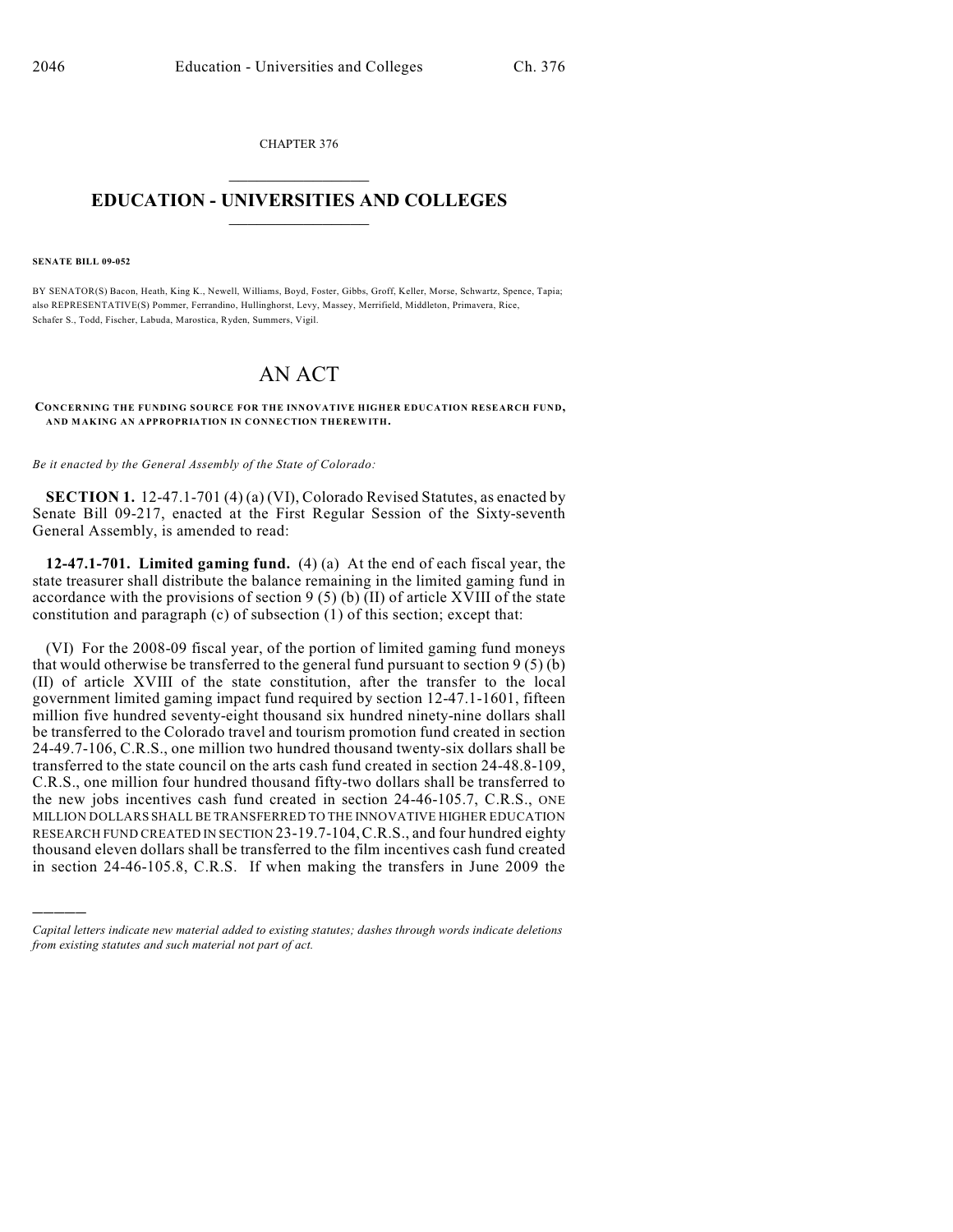CHAPTER 376

# EDUCATION - UNIVERSITIES AND COLLEGES

**SENATE BILL 09-052**

BY SENATOR(S) Bacon, Heath, King K., Newell, Williams, Boyd, Foster, Gibbs, Groff, Keller, Morse, Schwartz, Spence, Tapia; also REPRESENTATIVE(S) Pommer, Ferrandino, Hullinghorst, Levy, Massey, Merrifield, Middleton, Primavera, Rice, Schafer S., Todd, Fischer, Labuda, Marostica, Ryden, Summers, Vigil.

# AN ACT

**CONCERNING THE FUNDING SOURCE FOR THE INNOVATIVE HIGHER EDUCATION RESEARCH FUND, AND MAKING AN APPROPRIATION IN CONNECTION THEREWITH.**

*Be it enacted by the General Assembly of the State of Colorado:*

**SECTION 1.** 12-47.1-701 (4) (a) (VI), Colorado Revised Statutes, as enacted by Senate Bill 09-217, enacted at the First Regular Session of the Sixty-seventh General Assembly, is amended to read:

**12-47.1-701. Limited gaming fund.** (4) (a) At the end of each fiscal year, the state treasurer shall distribute the balance remaining in the limited gaming fund in accordance with the provisions of section 9 (5) (b) (II) of article XVIII of the state constitution and paragraph (c) of subsection (1) of this section; except that:

(VI) For the 2008-09 fiscal year, of the portion of limited gaming fund moneys that would otherwise be transferred to the general fund pursuant to section 9 (5) (b) (II) of article XVIII of the state constitution, after the transfer to the local government limited gaming impact fund required by section 12-47.1-1601, fifteen million five hundred seventy-eight thousand six hundred ninety-nine dollars shall be transferred to the Colorado travel and tourism promotion fund created in section 24-49.7-106, C.R.S., one million two hundred thousand twenty-six dollars shall be transferred to the state council on the arts cash fund created in section 24-48.8-109, C.R.S., one million four hundred thousand fifty-two dollars shall be transferred to the new jobs incentives cash fund created in section 24-46-105.7, C.R.S., ONE MILLION DOLLARS SHALL BE TRANSFERRED TO THE INNOVATIVE HIGHER EDUCATION RESEARCH FUND CREATED IN SECTION 23-19.7-104, C.R.S., and four hundred eighty thousand eleven dollars shall be transferred to the film incentives cash fund created in section 24-46-105.8, C.R.S. If when making the transfers in June 2009 the

---

*Capital letters indicate new material added to existing statutes; dashes through words indicate deletions from existing statutes and such material not part of act.*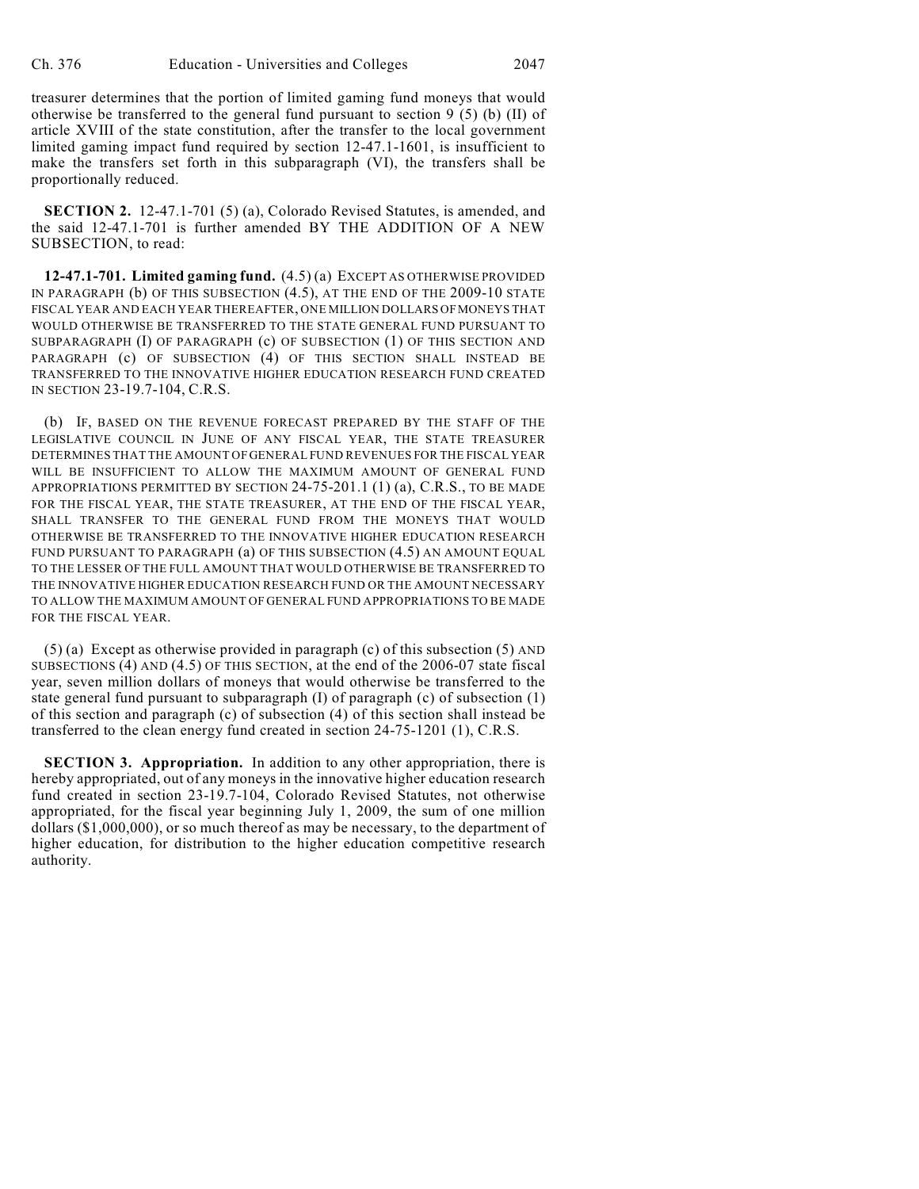treasurer determines that the portion of limited gaming fund moneys that would otherwise be transferred to the general fund pursuant to section 9 (5) (b) (II) of article XVIII of the state constitution, after the transfer to the local government limited gaming impact fund required by section 12-47.1-1601, is insufficient to make the transfers set forth in this subparagraph (VI), the transfers shall be proportionally reduced.

**SECTION 2.** 12-47.1-701 (5) (a), Colorado Revised Statutes, is amended, and the said 12-47.1-701 is further amended BY THE ADDITION OF A NEW SUBSECTION, to read:

**12-47.1-701. Limited gaming fund.** (4.5) (a) EXCEPT AS OTHERWISE PROVIDED IN PARAGRAPH (b) OF THIS SUBSECTION (4.5), AT THE END OF THE 2009-10 STATE FISCAL YEAR AND EACH YEAR THEREAFTER, ONE MILLION DOLLARS OF MONEYS THAT WOULD OTHERWISE BE TRANSFERRED TO THE STATE GENERAL FUND PURSUANT TO SUBPARAGRAPH (I) OF PARAGRAPH (c) OF SUBSECTION (1) OF THIS SECTION AND PARAGRAPH (c) OF SUBSECTION (4) OF THIS SECTION SHALL INSTEAD BE TRANSFERRED TO THE INNOVATIVE HIGHER EDUCATION RESEARCH FUND CREATED IN SECTION 23-19.7-104, C.R.S.

(b) IF, BASED ON THE REVENUE FORECAST PREPARED BY THE STAFF OF THE LEGISLATIVE COUNCIL IN JUNE OF ANY FISCAL YEAR, THE STATE TREASURER DETERMINES THAT THE AMOUNT OF GENERAL FUND REVENUES FOR THE FISCAL YEAR WILL BE INSUFFICIENT TO ALLOW THE MAXIMUM AMOUNT OF GENERAL FUND APPROPRIATIONS PERMITTED BY SECTION 24-75-201.1 (1) (a), C.R.S., TO BE MADE FOR THE FISCAL YEAR, THE STATE TREASURER, AT THE END OF THE FISCAL YEAR, SHALL TRANSFER TO THE GENERAL FUND FROM THE MONEYS THAT WOULD OTHERWISE BE TRANSFERRED TO THE INNOVATIVE HIGHER EDUCATION RESEARCH FUND PURSUANT TO PARAGRAPH (a) OF THIS SUBSECTION (4.5) AN AMOUNT EQUAL TO THE LESSER OF THE FULL AMOUNT THAT WOULD OTHERWISE BE TRANSFERRED TO THE INNOVATIVE HIGHER EDUCATION RESEARCH FUND OR THE AMOUNT NECESSARY TO ALLOW THE MAXIMUM AMOUNT OF GENERAL FUND APPROPRIATIONS TO BE MADE FOR THE FISCAL YEAR.

(5) (a) Except as otherwise provided in paragraph (c) of this subsection (5) AND SUBSECTIONS (4) AND (4.5) OF THIS SECTION, at the end of the 2006-07 state fiscal year, seven million dollars of moneys that would otherwise be transferred to the state general fund pursuant to subparagraph (I) of paragraph (c) of subsection (1) of this section and paragraph (c) of subsection (4) of this section shall instead be transferred to the clean energy fund created in section 24-75-1201 (1), C.R.S.

**SECTION 3. Appropriation.** In addition to any other appropriation, there is hereby appropriated, out of any moneys in the innovative higher education research fund created in section 23-19.7-104, Colorado Revised Statutes, not otherwise appropriated, for the fiscal year beginning July 1, 2009, the sum of one million dollars ($1,000,000), or so much thereof as may be necessary, to the department of higher education, for distribution to the higher education competitive research authority.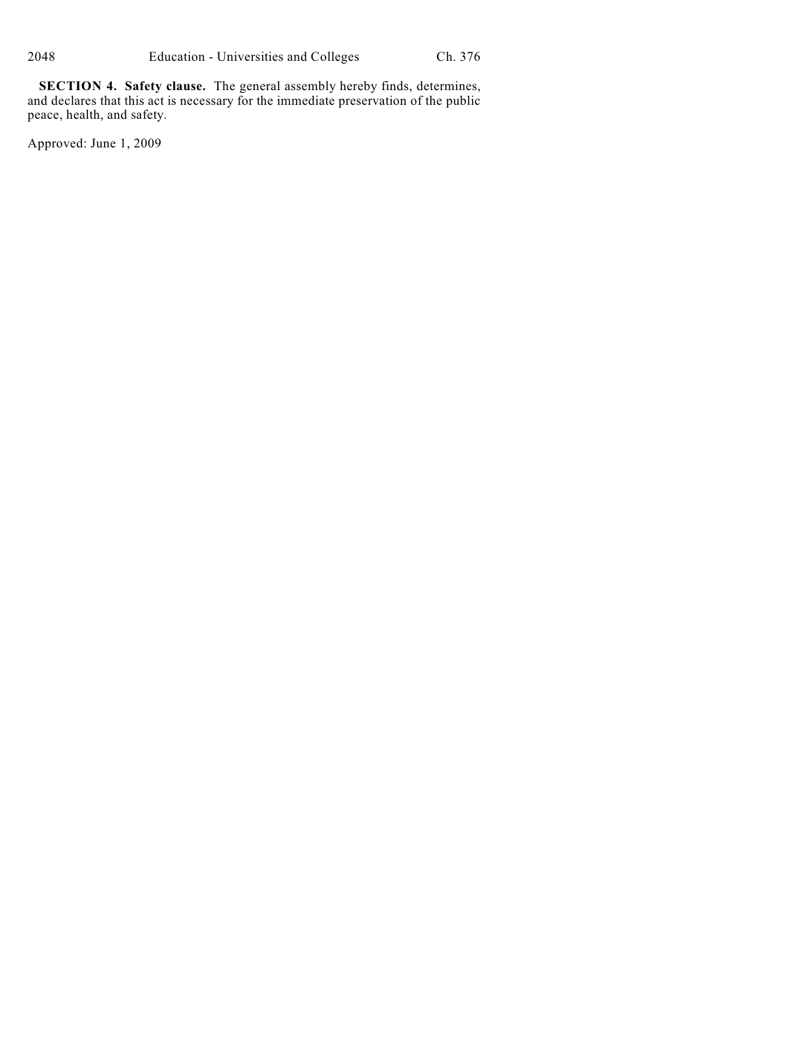**SECTION 4. Safety clause.** The general assembly hereby finds, determines, and declares that this act is necessary for the immediate preservation of the public peace, health, and safety.

Approved: June 1, 2009